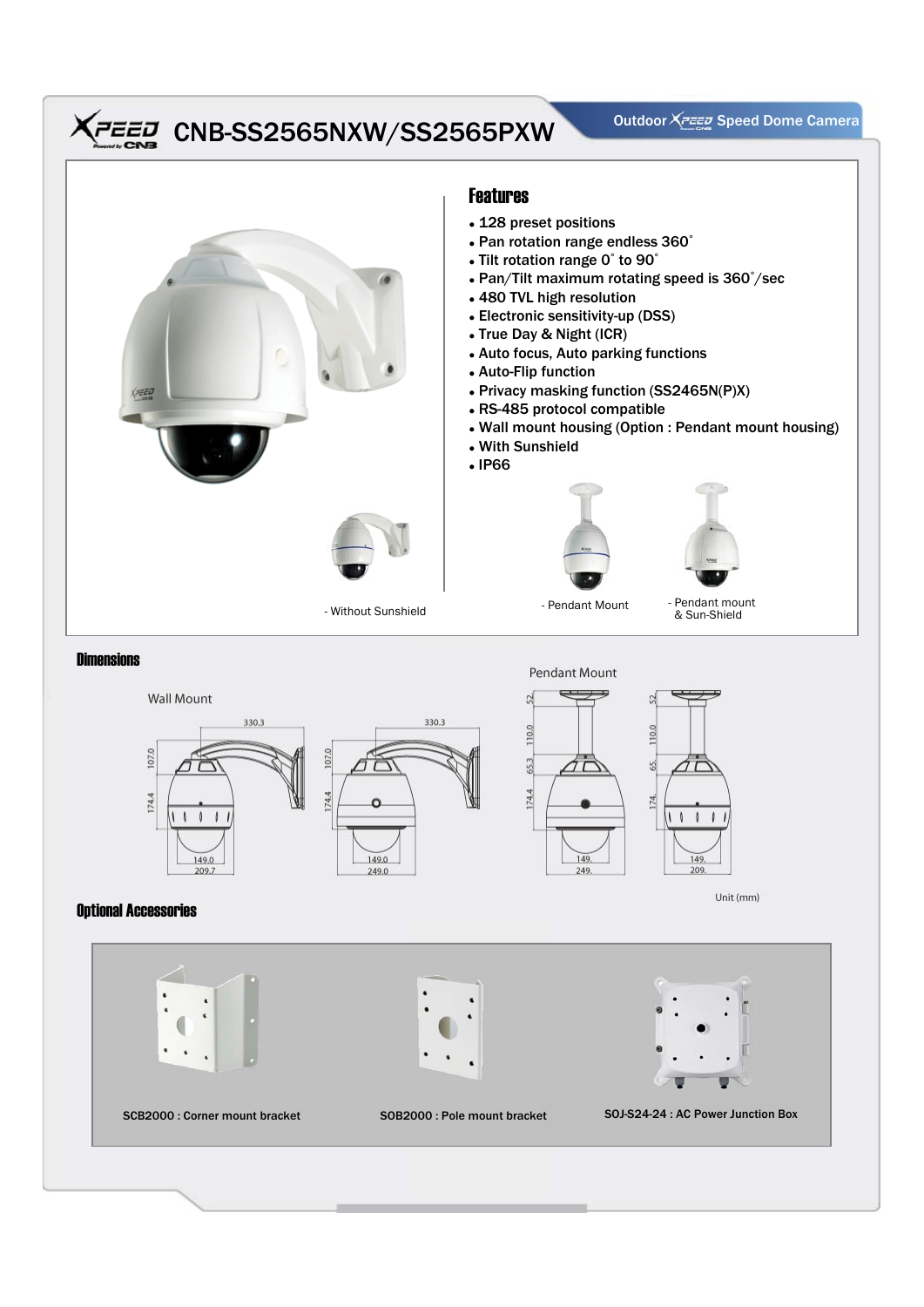# XPEED CNB-SS2565NXW/SS2565PXW

Outdoor XPEED Speed Dome Camera

## Features

- 128 preset positions
- Pan rotation range endless 360˚
- Tilt rotation range 0˚ to 90˚
- Pan/Tilt maximum rotating speed is 360˚/sec
- 480 TVL high resolution
- Electronic sensitivity-up (DSS)
- True Day & Night (ICR)
- Auto focus, Auto parking functions
- Auto-Flip function
- Privacy masking function (SS2465N(P)X)
- RS-485 protocol compatible
- Wall mount housing (Option : Pendant mount housing)
- With Sunshield
- IP66

- Without Sunshield

- Pendant Mount

- Pendant mount & Sun-Shield

## Dimensions

Wall Mount

330.3 | 107.0 | 174.4 | 149.0 | 209.7

330.3 | 107.0 | 174.4 | 149.0 | 249.0

Pendant Mount

52 | 110.0 | 65.3 | 174.4 | 149. | 249.

52 | 110.0 | 65. | 174. | 149. | 209.

Unit (mm)

## Optional Accessories

SCB2000 : Corner mount bracket

SOB2000 : Pole mount bracket

SOJ-S24-24 : AC Power Junction Box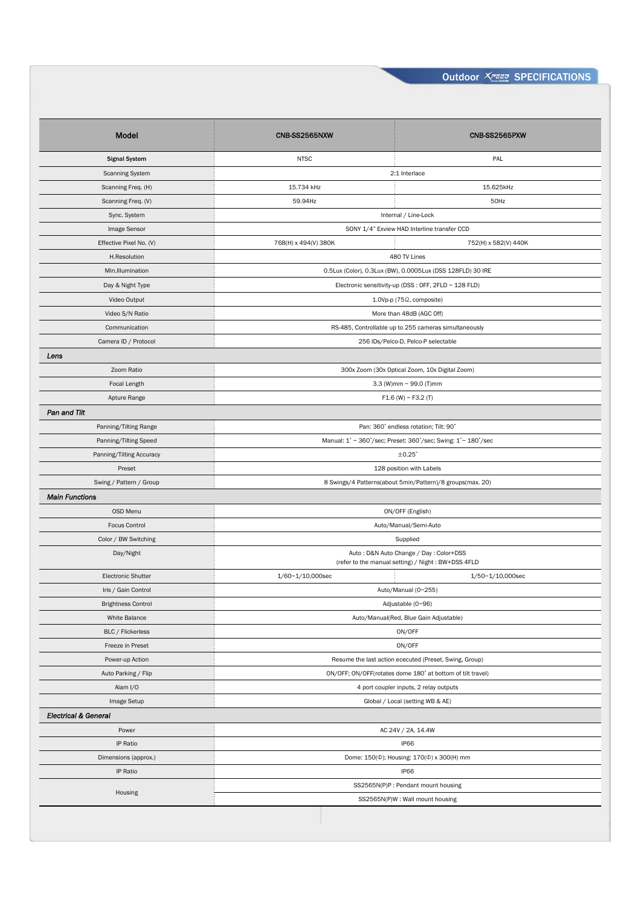# Outdoor XPEED SPECIFICATIONS

| Model | CNB-SS2565NXW | CNB-SS2565PXW |
|---|---|---|
| **Signal System** | NTSC | PAL |
| Scanning System | 2:1 Interlace | |
| Scanning Freq. (H) | 15.734 kHz | 15.625kHz |
| Scanning Freq. (V) | 59.94Hz | 50Hz |
| Sync. System | Internal / Line-Lock | |
| Image Sensor | SONY 1/4" Exview HAD Interline transfer CCD | |
| Effective Pixel No. (V) | 768(H) x 494(V) 380K | 752(H) x 582(V) 440K |
| H.Resolution | 480 TV Lines | |
| Min.Illumination | 0.5Lux (Color), 0.3Lux (BW), 0.0005Lux (DSS 128FLD) 30 IRE | |
| Day & Night Type | Electronic sensitivity-up (DSS : OFF, 2FLD ~ 128 FLD) | |
| Video Output | 1.0Vp-p (75Ω, composite) | |
| Video S/N Ratio | More than 48dB (AGC Off) | |
| Communication | RS-485, Controllable up to 255 cameras simultaneously | |
| Camera ID / Protocol | 256 IDs/Pelco-D, Pelco-P selectable | |
| ***Lens*** | | |
| Zoom Ratio | 300x Zoom (30x Optical Zoom, 10x Digital Zoom) | |
| Focal Length | 3.3 (W)mm ~ 99.0 (T)mm | |
| Apture Range | F1.6 (W) ~ F3.2 (T) | |
| ***Pan and Tilt*** | | |
| Panning/Tilting Range | Pan: 360˚ endless rotation; Tilt: 90˚ | |
| Panning/Tilting Speed | Manual: 1˚ ~ 360˚/sec; Preset: 360˚/sec; Swing: 1˚~ 180˚/sec | |
| Panning/Tilting Accuracy | ±0.25˚ | |
| Preset | 128 position with Labels | |
| Swing / Pattern / Group | 8 Swings/4 Patterns(about 5min/Pattern)/8 groups(max. 20) | |
| ***Main Functions*** | | |
| OSD Menu | ON/OFF (English) | |
| Focus Control | Auto/Manual/Semi-Auto | |
| Color / BW Switching | Supplied | |
| Day/Night | Auto : D&N Auto Change / Day : Color+DSS (refer to the manual setting) / Night : BW+DSS 4FLD | |
| Electronic Shutter | 1/60~1/10,000sec | 1/50~1/10,000sec |
| Iris / Gain Control | Auto/Manual (0~255) | |
| Brightness Control | Adjustable (0~96) | |
| White Balance | Auto/Manual(Red, Blue Gain Adjustable) | |
| BLC / Flickerless | ON/OFF | |
| Freeze in Preset | ON/OFF | |
| Power-up Action | Resume the last action ececuted (Preset, Swing, Group) | |
| Auto Parking / Flip | ON/OFF; ON/OFF(rotates dome 180˚ at bottom of tilt travel) | |
| Alam I/O | 4 port coupler inputs, 2 relay outputs | |
| Image Setup | Global / Local (setting WB & AE) | |
| ***Electrical & General*** | | |
| Power | AC 24V / 2A, 14.4W | |
| IP Ratio | IP66 | |
| Dimensions (approx.) | Dome: 150(Φ); Housing: 170(Φ) x 300(H) mm | |
| IP Ratio | IP66 | |
| Housing | SS2565N(P)P : Pendant mount housing | |
| | SS2565N(P)W : Wall mount housing | |